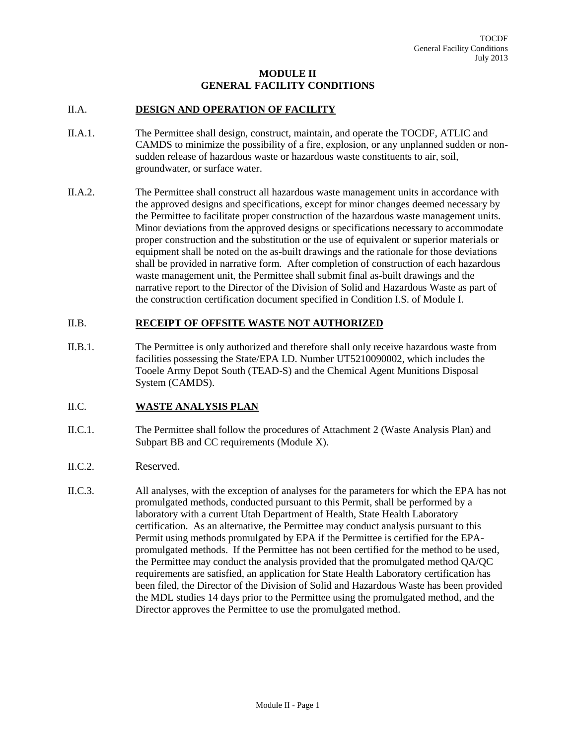# MODULE II
# GENERAL FACILITY CONDITIONS

## II.A. DESIGN AND OPERATION OF FACILITY

II.A.1. The Permittee shall design, construct, maintain, and operate the TOCDF, ATLIC and CAMDS to minimize the possibility of a fire, explosion, or any unplanned sudden or non-sudden release of hazardous waste or hazardous waste constituents to air, soil, groundwater, or surface water.

II.A.2. The Permittee shall construct all hazardous waste management units in accordance with the approved designs and specifications, except for minor changes deemed necessary by the Permittee to facilitate proper construction of the hazardous waste management units. Minor deviations from the approved designs or specifications necessary to accommodate proper construction and the substitution or the use of equivalent or superior materials or equipment shall be noted on the as-built drawings and the rationale for those deviations shall be provided in narrative form. After completion of construction of each hazardous waste management unit, the Permittee shall submit final as-built drawings and the narrative report to the Director of the Division of Solid and Hazardous Waste as part of the construction certification document specified in Condition I.S. of Module I.

## II.B. RECEIPT OF OFFSITE WASTE NOT AUTHORIZED

II.B.1. The Permittee is only authorized and therefore shall only receive hazardous waste from facilities possessing the State/EPA I.D. Number UT5210090002, which includes the Tooele Army Depot South (TEAD-S) and the Chemical Agent Munitions Disposal System (CAMDS).

## II.C. WASTE ANALYSIS PLAN

II.C.1. The Permittee shall follow the procedures of Attachment 2 (Waste Analysis Plan) and Subpart BB and CC requirements (Module X).

II.C.2. Reserved.

II.C.3. All analyses, with the exception of analyses for the parameters for which the EPA has not promulgated methods, conducted pursuant to this Permit, shall be performed by a laboratory with a current Utah Department of Health, State Health Laboratory certification. As an alternative, the Permittee may conduct analysis pursuant to this Permit using methods promulgated by EPA if the Permittee is certified for the EPA-promulgated methods. If the Permittee has not been certified for the method to be used, the Permittee may conduct the analysis provided that the promulgated method QA/QC requirements are satisfied, an application for State Health Laboratory certification has been filed, the Director of the Division of Solid and Hazardous Waste has been provided the MDL studies 14 days prior to the Permittee using the promulgated method, and the Director approves the Permittee to use the promulgated method.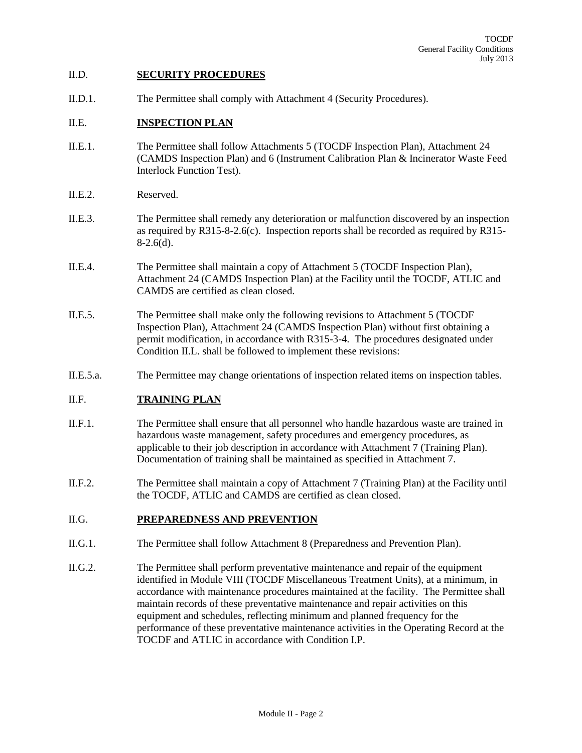## II.D. **SECURITY PROCEDURES**

II.D.1. The Permittee shall comply with Attachment 4 (Security Procedures).

## II.E. **INSPECTION PLAN**

II.E.1. The Permittee shall follow Attachments 5 (TOCDF Inspection Plan), Attachment 24 (CAMDS Inspection Plan) and 6 (Instrument Calibration Plan & Incinerator Waste Feed Interlock Function Test).

II.E.2. Reserved.

II.E.3. The Permittee shall remedy any deterioration or malfunction discovered by an inspection as required by R315-8-2.6(c). Inspection reports shall be recorded as required by R315-8-2.6(d).

II.E.4. The Permittee shall maintain a copy of Attachment 5 (TOCDF Inspection Plan), Attachment 24 (CAMDS Inspection Plan) at the Facility until the TOCDF, ATLIC and CAMDS are certified as clean closed.

II.E.5. The Permittee shall make only the following revisions to Attachment 5 (TOCDF Inspection Plan), Attachment 24 (CAMDS Inspection Plan) without first obtaining a permit modification, in accordance with R315-3-4. The procedures designated under Condition II.L. shall be followed to implement these revisions:

II.E.5.a. The Permittee may change orientations of inspection related items on inspection tables.

## II.F. **TRAINING PLAN**

II.F.1. The Permittee shall ensure that all personnel who handle hazardous waste are trained in hazardous waste management, safety procedures and emergency procedures, as applicable to their job description in accordance with Attachment 7 (Training Plan). Documentation of training shall be maintained as specified in Attachment 7.

II.F.2. The Permittee shall maintain a copy of Attachment 7 (Training Plan) at the Facility until the TOCDF, ATLIC and CAMDS are certified as clean closed.

## II.G. **PREPAREDNESS AND PREVENTION**

II.G.1. The Permittee shall follow Attachment 8 (Preparedness and Prevention Plan).

II.G.2. The Permittee shall perform preventative maintenance and repair of the equipment identified in Module VIII (TOCDF Miscellaneous Treatment Units), at a minimum, in accordance with maintenance procedures maintained at the facility. The Permittee shall maintain records of these preventative maintenance and repair activities on this equipment and schedules, reflecting minimum and planned frequency for the performance of these preventative maintenance activities in the Operating Record at the TOCDF and ATLIC in accordance with Condition I.P.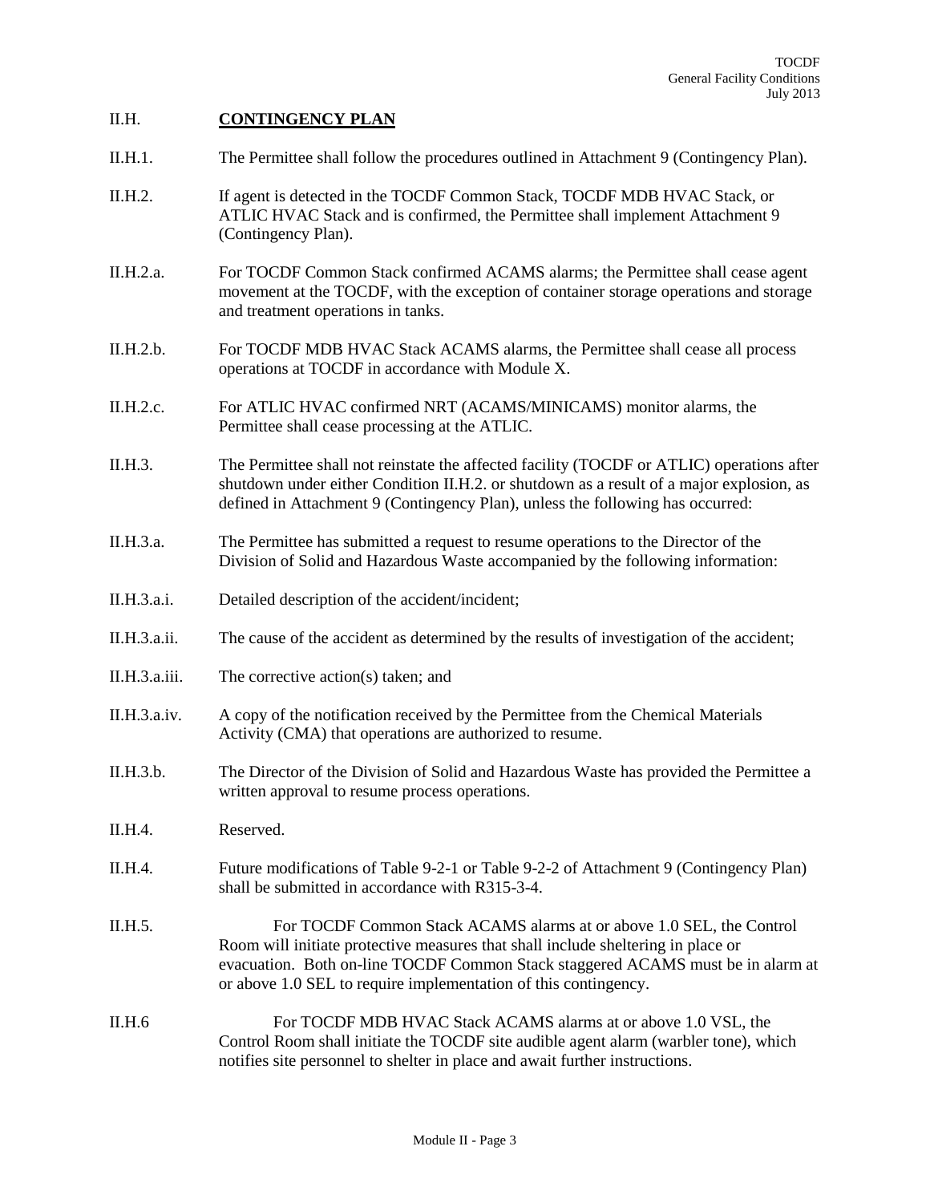## II.H. **CONTINGENCY PLAN**

II.H.1. The Permittee shall follow the procedures outlined in Attachment 9 (Contingency Plan).

II.H.2. If agent is detected in the TOCDF Common Stack, TOCDF MDB HVAC Stack, or ATLIC HVAC Stack and is confirmed, the Permittee shall implement Attachment 9 (Contingency Plan).

II.H.2.a. For TOCDF Common Stack confirmed ACAMS alarms; the Permittee shall cease agent movement at the TOCDF, with the exception of container storage operations and storage and treatment operations in tanks.

II.H.2.b. For TOCDF MDB HVAC Stack ACAMS alarms, the Permittee shall cease all process operations at TOCDF in accordance with Module X.

II.H.2.c. For ATLIC HVAC confirmed NRT (ACAMS/MINICAMS) monitor alarms, the Permittee shall cease processing at the ATLIC.

II.H.3. The Permittee shall not reinstate the affected facility (TOCDF or ATLIC) operations after shutdown under either Condition II.H.2. or shutdown as a result of a major explosion, as defined in Attachment 9 (Contingency Plan), unless the following has occurred:

II.H.3.a. The Permittee has submitted a request to resume operations to the Director of the Division of Solid and Hazardous Waste accompanied by the following information:

II.H.3.a.i. Detailed description of the accident/incident;

II.H.3.a.ii. The cause of the accident as determined by the results of investigation of the accident;

II.H.3.a.iii. The corrective action(s) taken; and

II.H.3.a.iv. A copy of the notification received by the Permittee from the Chemical Materials Activity (CMA) that operations are authorized to resume.

II.H.3.b. The Director of the Division of Solid and Hazardous Waste has provided the Permittee a written approval to resume process operations.

II.H.4. Reserved.

II.H.4. Future modifications of Table 9-2-1 or Table 9-2-2 of Attachment 9 (Contingency Plan) shall be submitted in accordance with R315-3-4.

II.H.5. For TOCDF Common Stack ACAMS alarms at or above 1.0 SEL, the Control Room will initiate protective measures that shall include sheltering in place or evacuation. Both on-line TOCDF Common Stack staggered ACAMS must be in alarm at or above 1.0 SEL to require implementation of this contingency.

II.H.6 For TOCDF MDB HVAC Stack ACAMS alarms at or above 1.0 VSL, the Control Room shall initiate the TOCDF site audible agent alarm (warbler tone), which notifies site personnel to shelter in place and await further instructions.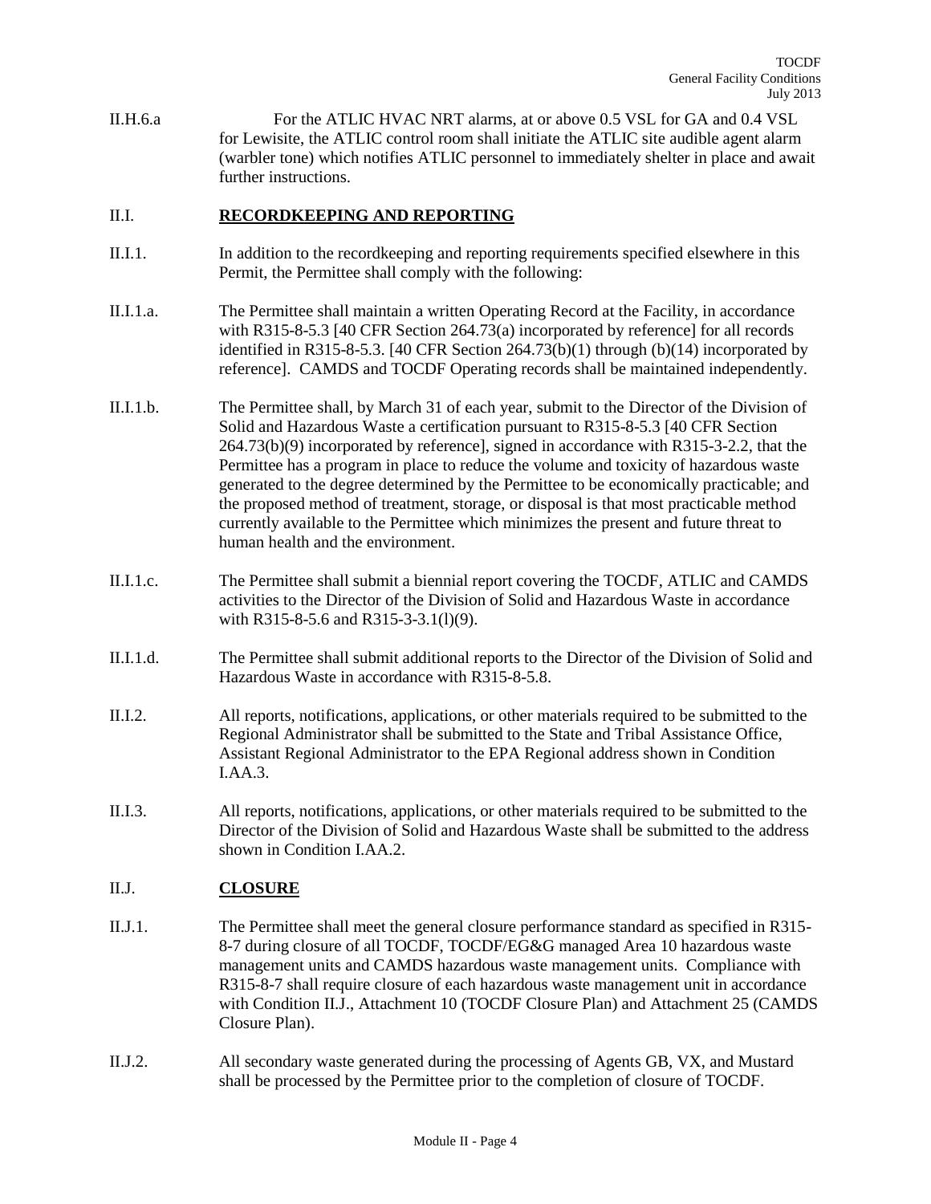II.H.6.a For the ATLIC HVAC NRT alarms, at or above 0.5 VSL for GA and 0.4 VSL for Lewisite, the ATLIC control room shall initiate the ATLIC site audible agent alarm (warbler tone) which notifies ATLIC personnel to immediately shelter in place and await further instructions.

## II.I. **RECORDKEEPING AND REPORTING**

II.I.1. In addition to the recordkeeping and reporting requirements specified elsewhere in this Permit, the Permittee shall comply with the following:

II.I.1.a. The Permittee shall maintain a written Operating Record at the Facility, in accordance with R315-8-5.3 [40 CFR Section 264.73(a) incorporated by reference] for all records identified in R315-8-5.3. [40 CFR Section 264.73(b)(1) through (b)(14) incorporated by reference]. CAMDS and TOCDF Operating records shall be maintained independently.

II.I.1.b. The Permittee shall, by March 31 of each year, submit to the Director of the Division of Solid and Hazardous Waste a certification pursuant to R315-8-5.3 [40 CFR Section 264.73(b)(9) incorporated by reference], signed in accordance with R315-3-2.2, that the Permittee has a program in place to reduce the volume and toxicity of hazardous waste generated to the degree determined by the Permittee to be economically practicable; and the proposed method of treatment, storage, or disposal is that most practicable method currently available to the Permittee which minimizes the present and future threat to human health and the environment.

II.I.1.c. The Permittee shall submit a biennial report covering the TOCDF, ATLIC and CAMDS activities to the Director of the Division of Solid and Hazardous Waste in accordance with R315-8-5.6 and R315-3-3.1(l)(9).

II.I.1.d. The Permittee shall submit additional reports to the Director of the Division of Solid and Hazardous Waste in accordance with R315-8-5.8.

II.I.2. All reports, notifications, applications, or other materials required to be submitted to the Regional Administrator shall be submitted to the State and Tribal Assistance Office, Assistant Regional Administrator to the EPA Regional address shown in Condition I.AA.3.

II.I.3. All reports, notifications, applications, or other materials required to be submitted to the Director of the Division of Solid and Hazardous Waste shall be submitted to the address shown in Condition I.AA.2.

## II.J. **CLOSURE**

II.J.1. The Permittee shall meet the general closure performance standard as specified in R315-8-7 during closure of all TOCDF, TOCDF/EG&G managed Area 10 hazardous waste management units and CAMDS hazardous waste management units. Compliance with R315-8-7 shall require closure of each hazardous waste management unit in accordance with Condition II.J., Attachment 10 (TOCDF Closure Plan) and Attachment 25 (CAMDS Closure Plan).

II.J.2. All secondary waste generated during the processing of Agents GB, VX, and Mustard shall be processed by the Permittee prior to the completion of closure of TOCDF.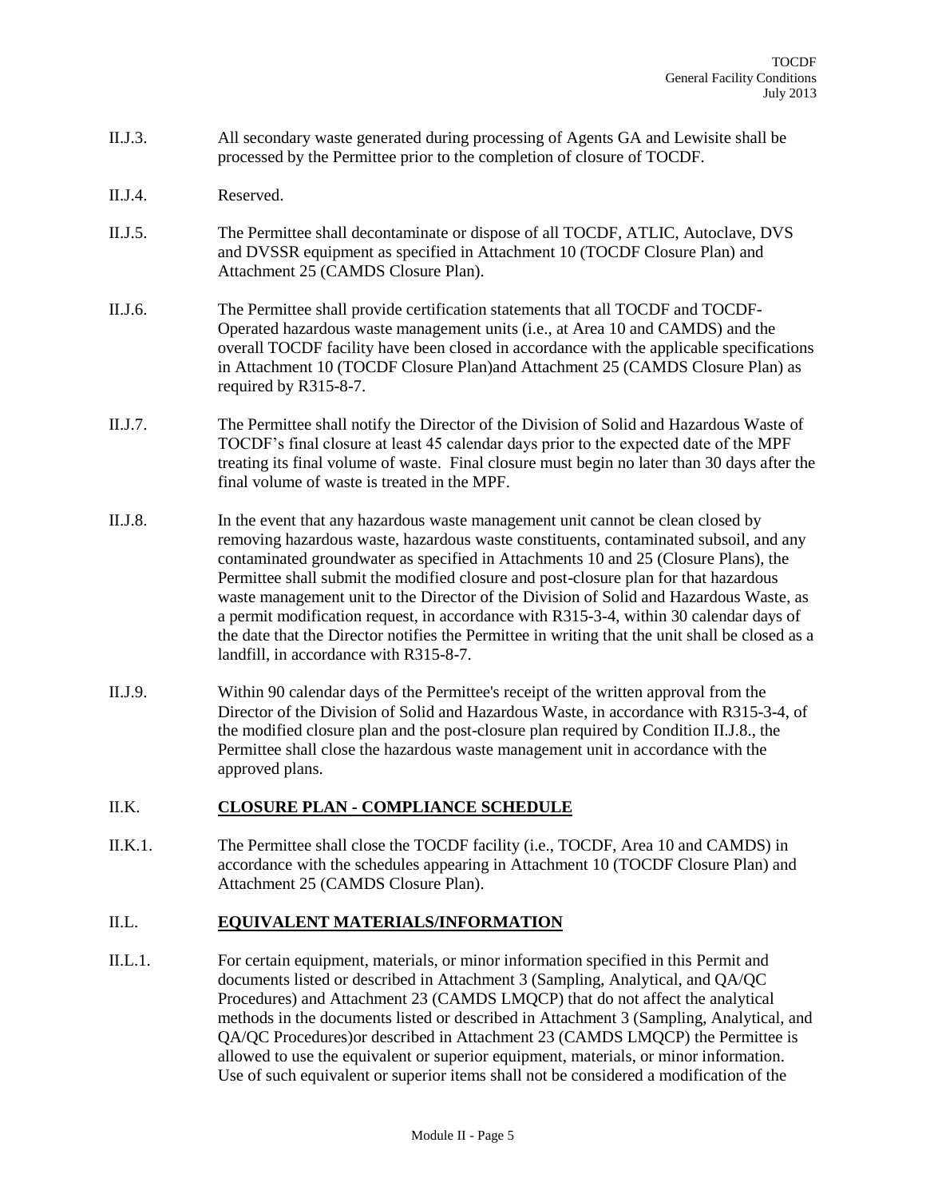II.J.3. All secondary waste generated during processing of Agents GA and Lewisite shall be processed by the Permittee prior to the completion of closure of TOCDF.

II.J.4. Reserved.

II.J.5. The Permittee shall decontaminate or dispose of all TOCDF, ATLIC, Autoclave, DVS and DVSSR equipment as specified in Attachment 10 (TOCDF Closure Plan) and Attachment 25 (CAMDS Closure Plan).

II.J.6. The Permittee shall provide certification statements that all TOCDF and TOCDF-Operated hazardous waste management units (i.e., at Area 10 and CAMDS) and the overall TOCDF facility have been closed in accordance with the applicable specifications in Attachment 10 (TOCDF Closure Plan)and Attachment 25 (CAMDS Closure Plan) as required by R315-8-7.

II.J.7. The Permittee shall notify the Director of the Division of Solid and Hazardous Waste of TOCDF's final closure at least 45 calendar days prior to the expected date of the MPF treating its final volume of waste. Final closure must begin no later than 30 days after the final volume of waste is treated in the MPF.

II.J.8. In the event that any hazardous waste management unit cannot be clean closed by removing hazardous waste, hazardous waste constituents, contaminated subsoil, and any contaminated groundwater as specified in Attachments 10 and 25 (Closure Plans), the Permittee shall submit the modified closure and post-closure plan for that hazardous waste management unit to the Director of the Division of Solid and Hazardous Waste, as a permit modification request, in accordance with R315-3-4, within 30 calendar days of the date that the Director notifies the Permittee in writing that the unit shall be closed as a landfill, in accordance with R315-8-7.

II.J.9. Within 90 calendar days of the Permittee's receipt of the written approval from the Director of the Division of Solid and Hazardous Waste, in accordance with R315-3-4, of the modified closure plan and the post-closure plan required by Condition II.J.8., the Permittee shall close the hazardous waste management unit in accordance with the approved plans.

## II.K. <u>CLOSURE PLAN - COMPLIANCE SCHEDULE</u>

II.K.1. The Permittee shall close the TOCDF facility (i.e., TOCDF, Area 10 and CAMDS) in accordance with the schedules appearing in Attachment 10 (TOCDF Closure Plan) and Attachment 25 (CAMDS Closure Plan).

## II.L. <u>EQUIVALENT MATERIALS/INFORMATION</u>

II.L.1. For certain equipment, materials, or minor information specified in this Permit and documents listed or described in Attachment 3 (Sampling, Analytical, and QA/QC Procedures) and Attachment 23 (CAMDS LMQCP) that do not affect the analytical methods in the documents listed or described in Attachment 3 (Sampling, Analytical, and QA/QC Procedures)or described in Attachment 23 (CAMDS LMQCP) the Permittee is allowed to use the equivalent or superior equipment, materials, or minor information. Use of such equivalent or superior items shall not be considered a modification of the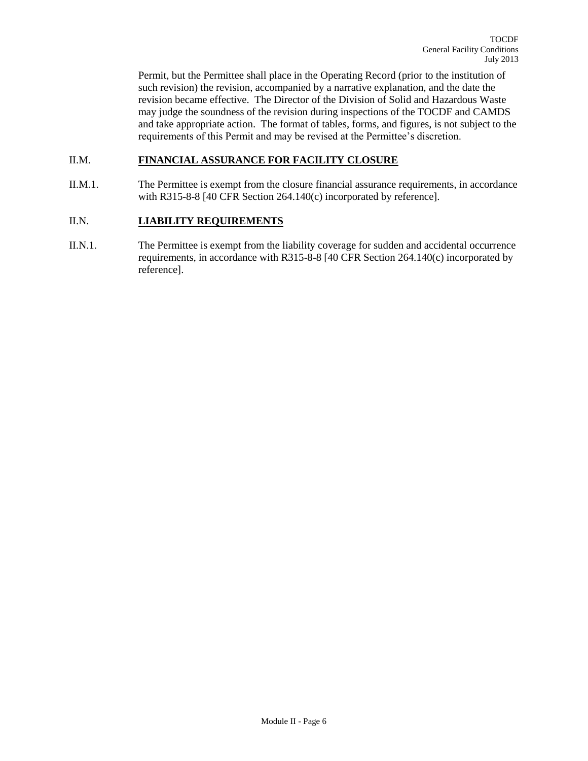Permit, but the Permittee shall place in the Operating Record (prior to the institution of such revision) the revision, accompanied by a narrative explanation, and the date the revision became effective. The Director of the Division of Solid and Hazardous Waste may judge the soundness of the revision during inspections of the TOCDF and CAMDS and take appropriate action. The format of tables, forms, and figures, is not subject to the requirements of this Permit and may be revised at the Permittee's discretion.

## II.M. FINANCIAL ASSURANCE FOR FACILITY CLOSURE

II.M.1. The Permittee is exempt from the closure financial assurance requirements, in accordance with R315-8-8 [40 CFR Section 264.140(c) incorporated by reference].

## II.N. LIABILITY REQUIREMENTS

II.N.1. The Permittee is exempt from the liability coverage for sudden and accidental occurrence requirements, in accordance with R315-8-8 [40 CFR Section 264.140(c) incorporated by reference].